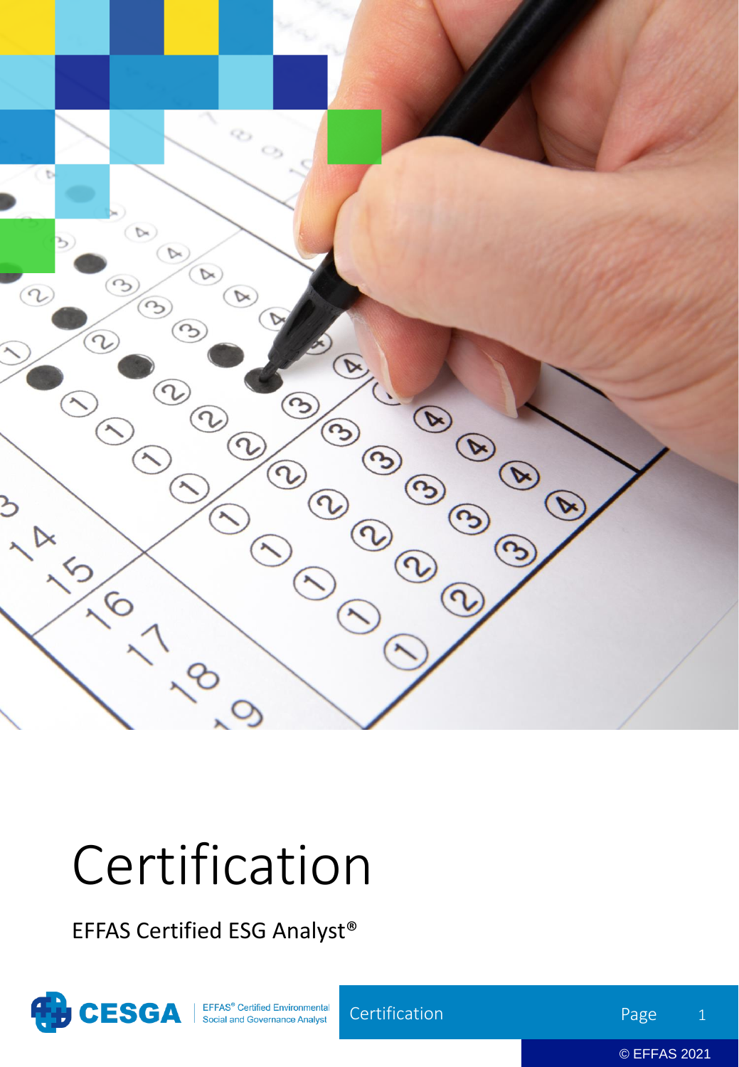# Certification

EFFAS Certified ESG Analyst®

CESGA | EFFAS® Certified Environmental Social and Governance Analyst

© EFFAS 2021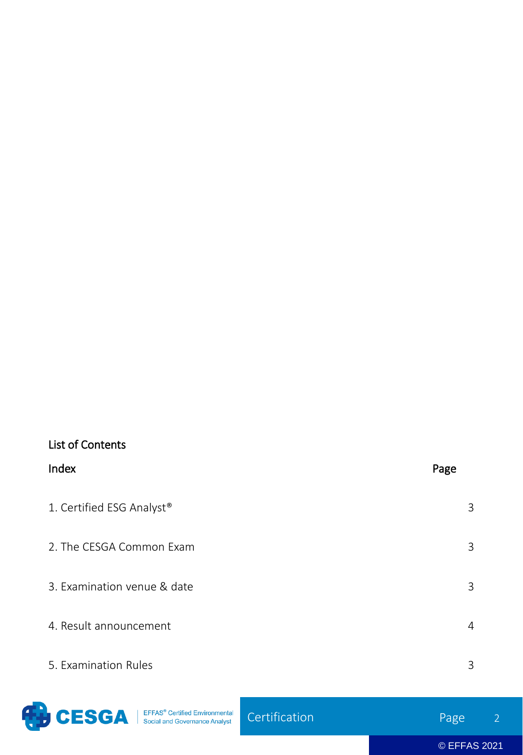## List of Contents

| Index | Page |
| --- | --- |
| 1. Certified ESG Analyst® | 3 |
| 2. The CESGA Common Exam | 3 |
| 3. Examination venue & date | 3 |
| 4. Result announcement | 4 |
| 5. Examination Rules | 3 |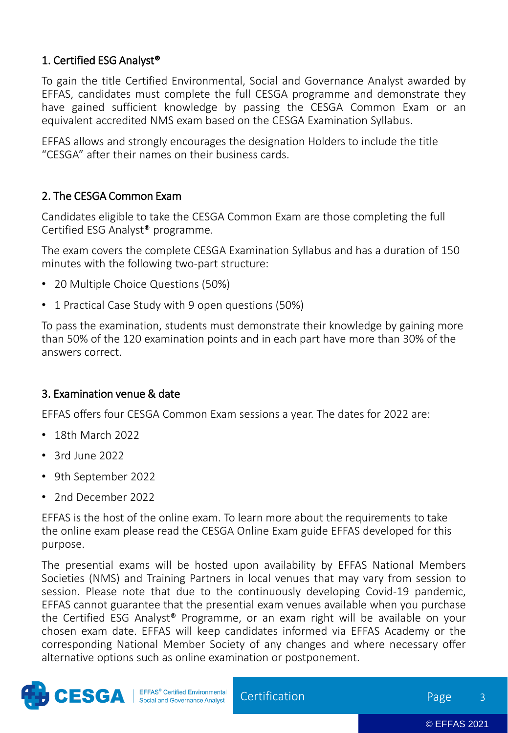## 1. Certified ESG Analyst®

To gain the title Certified Environmental, Social and Governance Analyst awarded by EFFAS, candidates must complete the full CESGA programme and demonstrate they have gained sufficient knowledge by passing the CESGA Common Exam or an equivalent accredited NMS exam based on the CESGA Examination Syllabus.

EFFAS allows and strongly encourages the designation Holders to include the title "CESGA" after their names on their business cards.

## 2. The CESGA Common Exam

Candidates eligible to take the CESGA Common Exam are those completing the full Certified ESG Analyst® programme.

The exam covers the complete CESGA Examination Syllabus and has a duration of 150 minutes with the following two-part structure:

- 20 Multiple Choice Questions (50%)
- 1 Practical Case Study with 9 open questions (50%)

To pass the examination, students must demonstrate their knowledge by gaining more than 50% of the 120 examination points and in each part have more than 30% of the answers correct.

## 3. Examination venue & date

EFFAS offers four CESGA Common Exam sessions a year. The dates for 2022 are:

- 18th March 2022
- 3rd June 2022
- 9th September 2022
- 2nd December 2022

EFFAS is the host of the online exam. To learn more about the requirements to take the online exam please read the CESGA Online Exam guide EFFAS developed for this purpose.

The presential exams will be hosted upon availability by EFFAS National Members Societies (NMS) and Training Partners in local venues that may vary from session to session. Please note that due to the continuously developing Covid-19 pandemic, EFFAS cannot guarantee that the presential exam venues available when you purchase the Certified ESG Analyst® Programme, or an exam right will be available on your chosen exam date. EFFAS will keep candidates informed via EFFAS Academy or the corresponding National Member Society of any changes and where necessary offer alternative options such as online examination or postponement.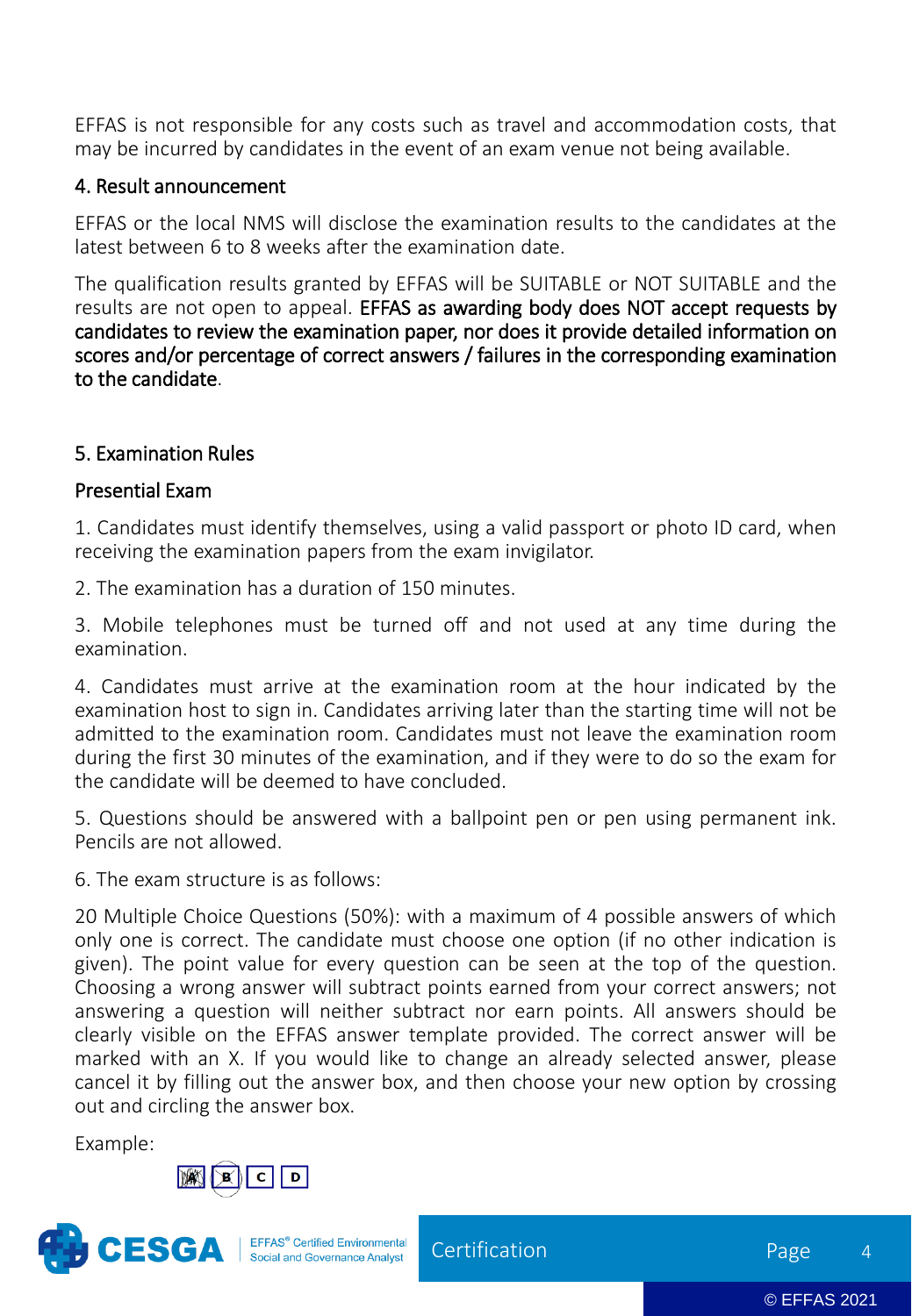EFFAS is not responsible for any costs such as travel and accommodation costs, that may be incurred by candidates in the event of an exam venue not being available.

## 4. Result announcement

EFFAS or the local NMS will disclose the examination results to the candidates at the latest between 6 to 8 weeks after the examination date.

The qualification results granted by EFFAS will be SUITABLE or NOT SUITABLE and the results are not open to appeal. **EFFAS as awarding body does NOT accept requests by candidates to review the examination paper, nor does it provide detailed information on scores and/or percentage of correct answers / failures in the corresponding examination to the candidate**.

## 5. Examination Rules

### Presential Exam

1. Candidates must identify themselves, using a valid passport or photo ID card, when receiving the examination papers from the exam invigilator.

2. The examination has a duration of 150 minutes.

3. Mobile telephones must be turned off and not used at any time during the examination.

4. Candidates must arrive at the examination room at the hour indicated by the examination host to sign in. Candidates arriving later than the starting time will not be admitted to the examination room. Candidates must not leave the examination room during the first 30 minutes of the examination, and if they were to do so the exam for the candidate will be deemed to have concluded.

5. Questions should be answered with a ballpoint pen or pen using permanent ink. Pencils are not allowed.

6. The exam structure is as follows:

20 Multiple Choice Questions (50%): with a maximum of 4 possible answers of which only one is correct. The candidate must choose one option (if no other indication is given). The point value for every question can be seen at the top of the question. Choosing a wrong answer will subtract points earned from your correct answers; not answering a question will neither subtract nor earn points. All answers should be clearly visible on the EFFAS answer template provided. The correct answer will be marked with an X. If you would like to change an already selected answer, please cancel it by filling out the answer box, and then choose your new option by crossing out and circling the answer box.

Example:

A B C D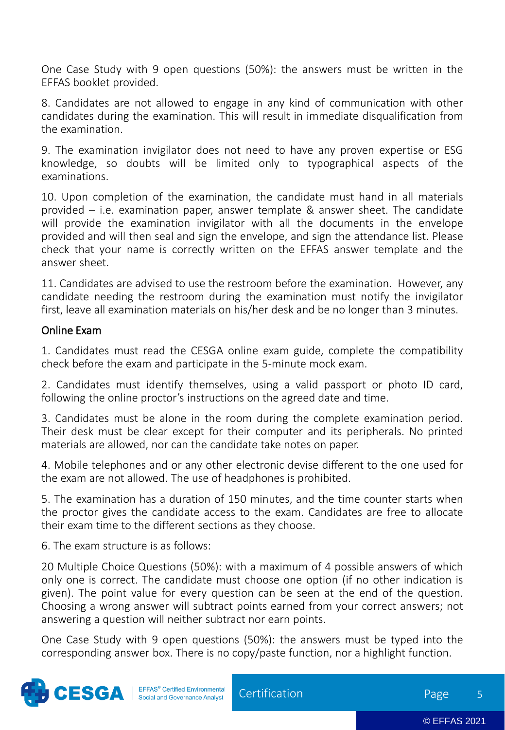One Case Study with 9 open questions (50%): the answers must be written in the EFFAS booklet provided.

8. Candidates are not allowed to engage in any kind of communication with other candidates during the examination. This will result in immediate disqualification from the examination.

9. The examination invigilator does not need to have any proven expertise or ESG knowledge, so doubts will be limited only to typographical aspects of the examinations.

10. Upon completion of the examination, the candidate must hand in all materials provided – i.e. examination paper, answer template & answer sheet. The candidate will provide the examination invigilator with all the documents in the envelope provided and will then seal and sign the envelope, and sign the attendance list. Please check that your name is correctly written on the EFFAS answer template and the answer sheet.

11. Candidates are advised to use the restroom before the examination. However, any candidate needing the restroom during the examination must notify the invigilator first, leave all examination materials on his/her desk and be no longer than 3 minutes.

## Online Exam

1. Candidates must read the CESGA online exam guide, complete the compatibility check before the exam and participate in the 5-minute mock exam.

2. Candidates must identify themselves, using a valid passport or photo ID card, following the online proctor's instructions on the agreed date and time.

3. Candidates must be alone in the room during the complete examination period. Their desk must be clear except for their computer and its peripherals. No printed materials are allowed, nor can the candidate take notes on paper.

4. Mobile telephones and or any other electronic devise different to the one used for the exam are not allowed. The use of headphones is prohibited.

5. The examination has a duration of 150 minutes, and the time counter starts when the proctor gives the candidate access to the exam. Candidates are free to allocate their exam time to the different sections as they choose.

6. The exam structure is as follows:

20 Multiple Choice Questions (50%): with a maximum of 4 possible answers of which only one is correct. The candidate must choose one option (if no other indication is given). The point value for every question can be seen at the end of the question. Choosing a wrong answer will subtract points earned from your correct answers; not answering a question will neither subtract nor earn points.

One Case Study with 9 open questions (50%): the answers must be typed into the corresponding answer box. There is no copy/paste function, nor a highlight function.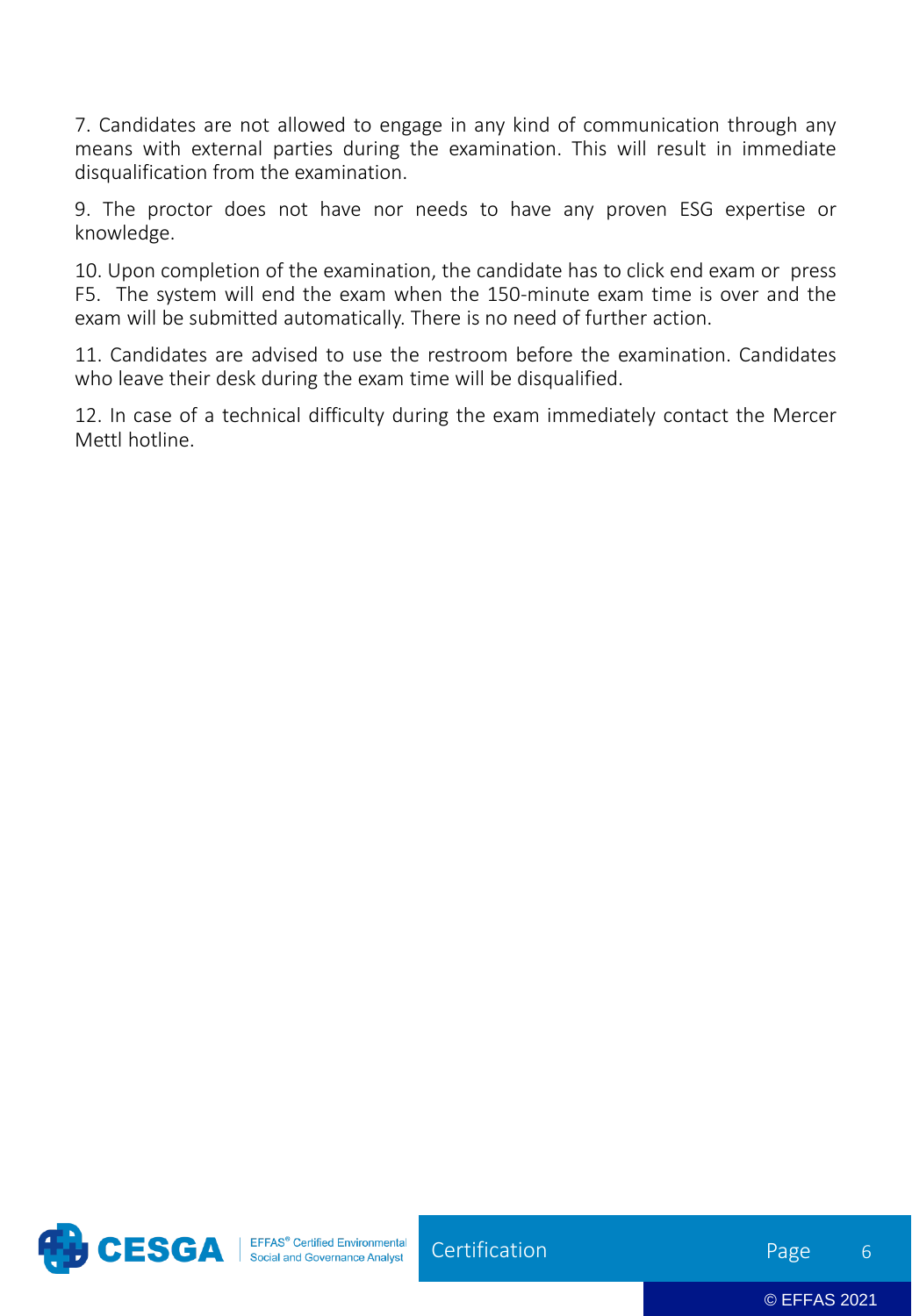7. Candidates are not allowed to engage in any kind of communication through any means with external parties during the examination. This will result in immediate disqualification from the examination.

9. The proctor does not have nor needs to have any proven ESG expertise or knowledge.

10. Upon completion of the examination, the candidate has to click end exam or press F5. The system will end the exam when the 150-minute exam time is over and the exam will be submitted automatically. There is no need of further action.

11. Candidates are advised to use the restroom before the examination. Candidates who leave their desk during the exam time will be disqualified.

12. In case of a technical difficulty during the exam immediately contact the Mercer Mettl hotline.